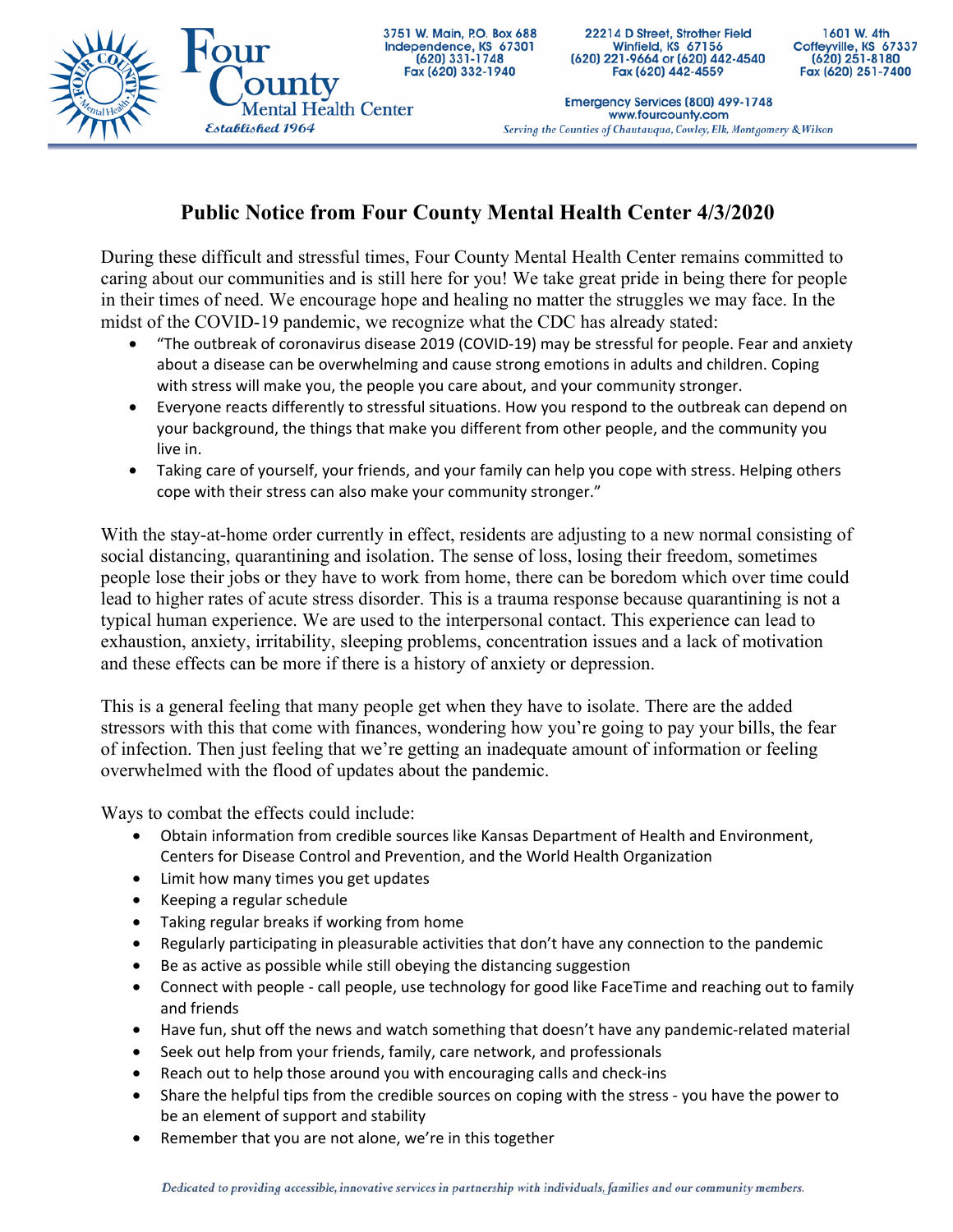Four County Mental Health Center
*Established 1964*

3751 W. Main, P.O. Box 688
Independence, KS 67301
(620) 331-1748
Fax (620) 332-1940

22214 D Street, Strother Field
Winfield, KS 67156
(620) 221-9664 or (620) 442-4540
Fax (620) 442-4559

1601 W. 4th
Coffeyville, KS 67337
(620) 251-8180
Fax (620) 251-7400

Emergency Services (800) 499-1748
www.fourcounty.com
*Serving the Counties of Chautauqua, Cowley, Elk, Montgomery & Wilson*

# Public Notice from Four County Mental Health Center 4/3/2020

During these difficult and stressful times, Four County Mental Health Center remains committed to caring about our communities and is still here for you! We take great pride in being there for people in their times of need. We encourage hope and healing no matter the struggles we may face. In the midst of the COVID-19 pandemic, we recognize what the CDC has already stated:

- "The outbreak of coronavirus disease 2019 (COVID-19) may be stressful for people. Fear and anxiety about a disease can be overwhelming and cause strong emotions in adults and children. Coping with stress will make you, the people you care about, and your community stronger.
- Everyone reacts differently to stressful situations. How you respond to the outbreak can depend on your background, the things that make you different from other people, and the community you live in.
- Taking care of yourself, your friends, and your family can help you cope with stress. Helping others cope with their stress can also make your community stronger."

With the stay-at-home order currently in effect, residents are adjusting to a new normal consisting of social distancing, quarantining and isolation. The sense of loss, losing their freedom, sometimes people lose their jobs or they have to work from home, there can be boredom which over time could lead to higher rates of acute stress disorder. This is a trauma response because quarantining is not a typical human experience. We are used to the interpersonal contact. This experience can lead to exhaustion, anxiety, irritability, sleeping problems, concentration issues and a lack of motivation and these effects can be more if there is a history of anxiety or depression.

This is a general feeling that many people get when they have to isolate. There are the added stressors with this that come with finances, wondering how you're going to pay your bills, the fear of infection. Then just feeling that we're getting an inadequate amount of information or feeling overwhelmed with the flood of updates about the pandemic.

Ways to combat the effects could include:

- Obtain information from credible sources like Kansas Department of Health and Environment, Centers for Disease Control and Prevention, and the World Health Organization
- Limit how many times you get updates
- Keeping a regular schedule
- Taking regular breaks if working from home
- Regularly participating in pleasurable activities that don't have any connection to the pandemic
- Be as active as possible while still obeying the distancing suggestion
- Connect with people - call people, use technology for good like FaceTime and reaching out to family and friends
- Have fun, shut off the news and watch something that doesn't have any pandemic-related material
- Seek out help from your friends, family, care network, and professionals
- Reach out to help those around you with encouraging calls and check-ins
- Share the helpful tips from the credible sources on coping with the stress - you have the power to be an element of support and stability
- Remember that you are not alone, we're in this together

*Dedicated to providing accessible, innovative services in partnership with individuals, families and our community members.*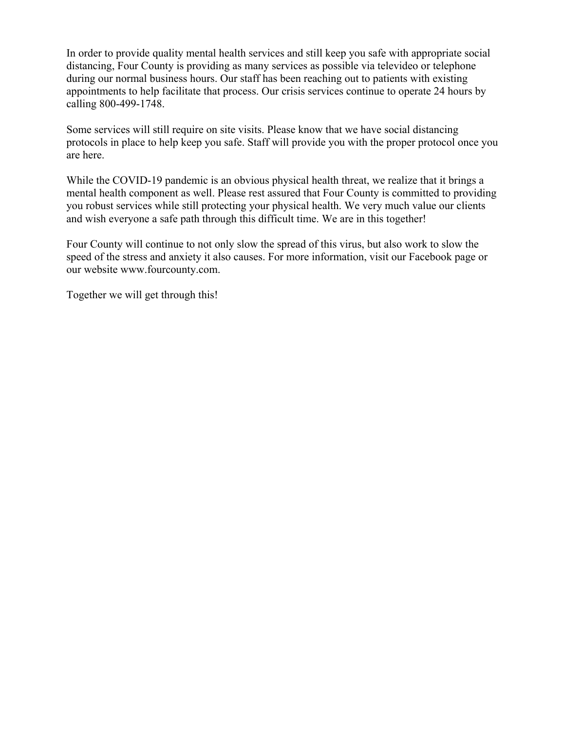In order to provide quality mental health services and still keep you safe with appropriate social distancing, Four County is providing as many services as possible via televideo or telephone during our normal business hours. Our staff has been reaching out to patients with existing appointments to help facilitate that process. Our crisis services continue to operate 24 hours by calling 800-499-1748.

Some services will still require on site visits. Please know that we have social distancing protocols in place to help keep you safe. Staff will provide you with the proper protocol once you are here.

While the COVID-19 pandemic is an obvious physical health threat, we realize that it brings a mental health component as well. Please rest assured that Four County is committed to providing you robust services while still protecting your physical health. We very much value our clients and wish everyone a safe path through this difficult time. We are in this together!

Four County will continue to not only slow the spread of this virus, but also work to slow the speed of the stress and anxiety it also causes. For more information, visit our Facebook page or our website www.fourcounty.com.

Together we will get through this!